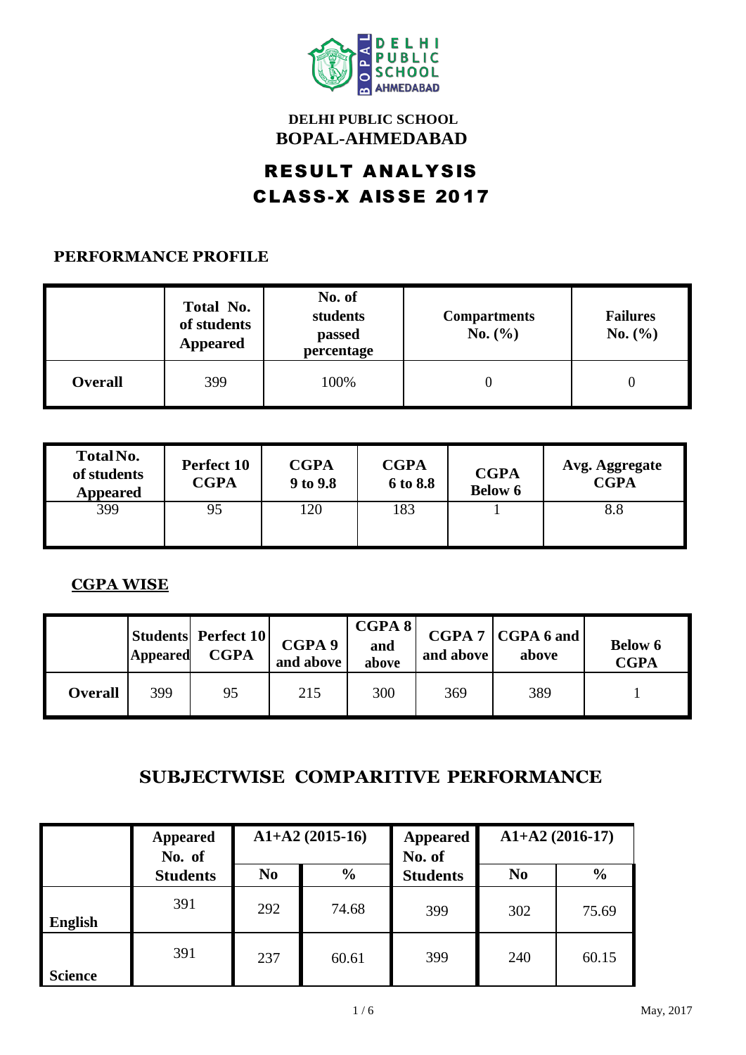**DELHI PUBLIC SCHOOL**

**BOPAL-AHMEDABAD**

# RESULT ANALYSIS

# CLASS-X AISSE 2017

## PERFORMANCE PROFILE

| | Total No. of students Appeared | No. of students passed percentage | Compartments No. (%) | Failures No. (%) |
|---|---|---|---|---|
| **Overall** | 399 | 100% | 0 | 0 |

| Total No. of students Appeared | Perfect 10 CGPA | CGPA 9 to 9.8 | CGPA 6 to 8.8 | CGPA Below 6 | Avg. Aggregate CGPA |
|---|---|---|---|---|---|
| 399 | 95 | 120 | 183 | 1 | 8.8 |

## CGPA WISE

| | Students Appeared | Perfect 10 CGPA | CGPA 9 and above | CGPA 8 and above | CGPA 7 and above | CGPA 6 and above | Below 6 CGPA |
|---|---|---|---|---|---|---|---|
| **Overall** | 399 | 95 | 215 | 300 | 369 | 389 | 1 |

## SUBJECTWISE COMPARITIVE PERFORMANCE

| | Appeared No. of Students | A1+A2 (2015-16) | | Appeared No. of Students | A1+A2 (2016-17) | |
|---|---|---|---|---|---|---|
| | | **No** | **%** | | **No** | **%** |
| **English** | 391 | 292 | 74.68 | 399 | 302 | 75.69 |
| **Science** | 391 | 237 | 60.61 | 399 | 240 | 60.15 |

May, 2017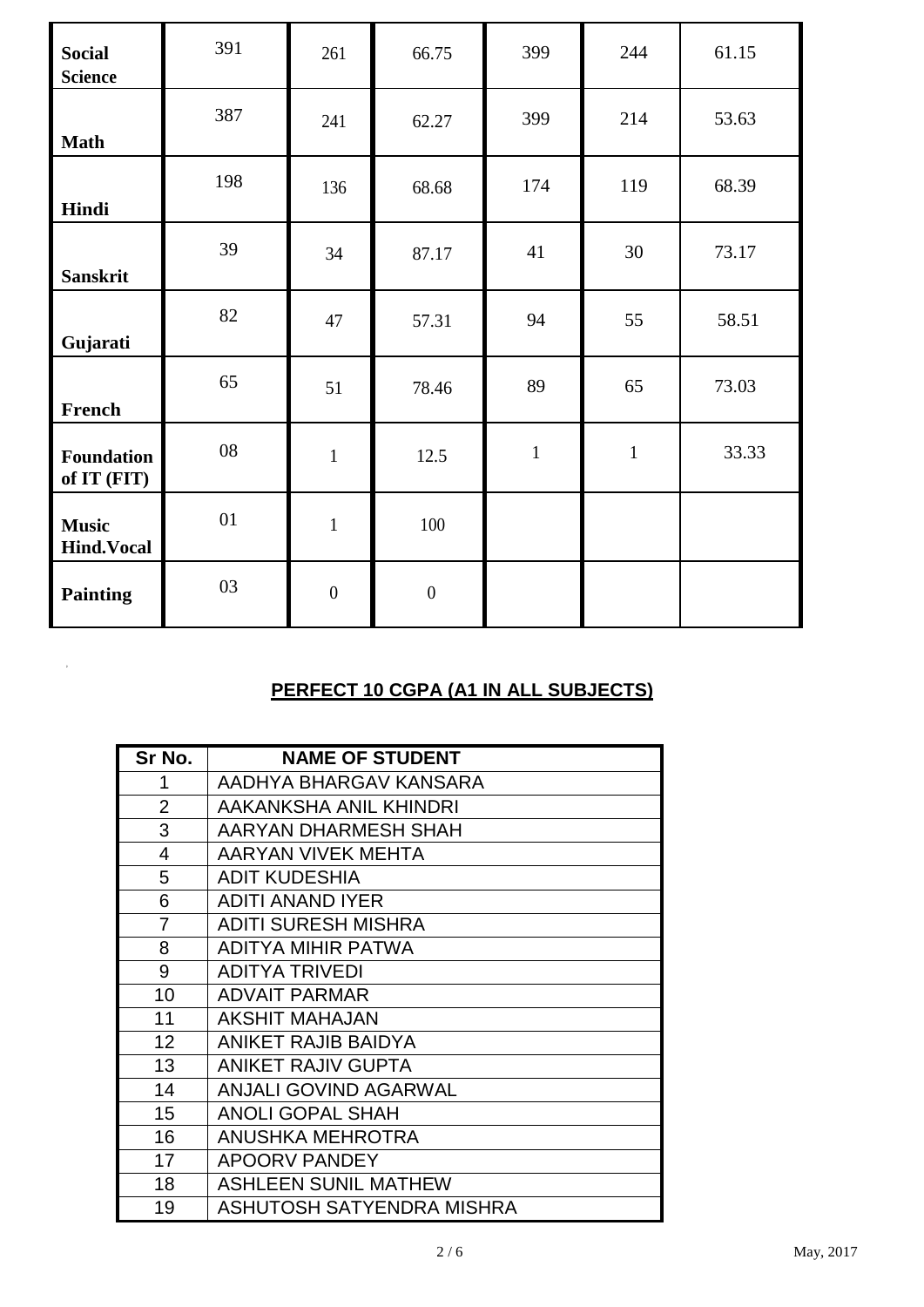| | | | | | | |
|---|---|---|---|---|---|---|
| **Social Science** | 391 | 261 | 66.75 | 399 | 244 | 61.15 |
| **Math** | 387 | 241 | 62.27 | 399 | 214 | 53.63 |
| **Hindi** | 198 | 136 | 68.68 | 174 | 119 | 68.39 |
| **Sanskrit** | 39 | 34 | 87.17 | 41 | 30 | 73.17 |
| **Gujarati** | 82 | 47 | 57.31 | 94 | 55 | 58.51 |
| **French** | 65 | 51 | 78.46 | 89 | 65 | 73.03 |
| **Foundation of IT (FIT)** | 08 | 1 | 12.5 | 1 | 1 | 33.33 |
| **Music Hind.Vocal** | 01 | 1 | 100 | | | |
| **Painting** | 03 | 0 | 0 | | | |

## PERFECT 10 CGPA (A1 IN ALL SUBJECTS)

| Sr No. | NAME OF STUDENT |
|---|---|
| 1 | AADHYA BHARGAV KANSARA |
| 2 | AAKANKSHA ANIL KHINDRI |
| 3 | AARYAN DHARMESH SHAH |
| 4 | AARYAN VIVEK MEHTA |
| 5 | ADIT KUDESHIA |
| 6 | ADITI ANAND IYER |
| 7 | ADITI SURESH MISHRA |
| 8 | ADITYA MIHIR PATWA |
| 9 | ADITYA TRIVEDI |
| 10 | ADVAIT PARMAR |
| 11 | AKSHIT MAHAJAN |
| 12 | ANIKET RAJIB BAIDYA |
| 13 | ANIKET RAJIV GUPTA |
| 14 | ANJALI GOVIND AGARWAL |
| 15 | ANOLI GOPAL SHAH |
| 16 | ANUSHKA MEHROTRA |
| 17 | APOORV PANDEY |
| 18 | ASHLEEN SUNIL MATHEW |
| 19 | ASHUTOSH SATYENDRA MISHRA |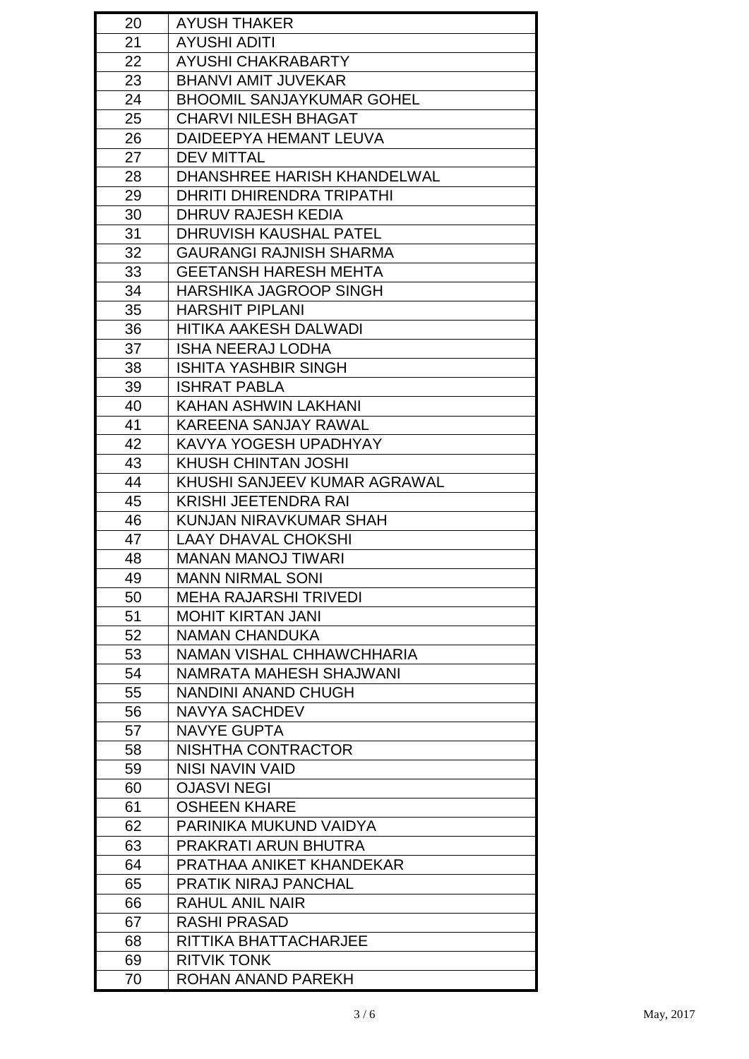| 20 | AYUSH THAKER |
|---|---|
| 21 | AYUSHI ADITI |
| 22 | AYUSHI CHAKRABARTY |
| 23 | BHANVI AMIT JUVEKAR |
| 24 | BHOOMIL SANJAYKUMAR GOHEL |
| 25 | CHARVI NILESH BHAGAT |
| 26 | DAIDEEPYA HEMANT LEUVA |
| 27 | DEV MITTAL |
| 28 | DHANSHREE HARISH KHANDELWAL |
| 29 | DHRITI DHIRENDRA TRIPATHI |
| 30 | DHRUV RAJESH KEDIA |
| 31 | DHRUVISH KAUSHAL PATEL |
| 32 | GAURANGI RAJNISH SHARMA |
| 33 | GEETANSH HARESH MEHTA |
| 34 | HARSHIKA JAGROOP SINGH |
| 35 | HARSHIT PIPLANI |
| 36 | HITIKA AAKESH DALWADI |
| 37 | ISHA NEERAJ LODHA |
| 38 | ISHITA YASHBIR SINGH |
| 39 | ISHRAT PABLA |
| 40 | KAHAN ASHWIN LAKHANI |
| 41 | KAREENA SANJAY RAWAL |
| 42 | KAVYA YOGESH UPADHYAY |
| 43 | KHUSH CHINTAN JOSHI |
| 44 | KHUSHI SANJEEV KUMAR AGRAWAL |
| 45 | KRISHI JEETENDRA RAI |
| 46 | KUNJAN NIRAVKUMAR SHAH |
| 47 | LAAY DHAVAL CHOKSHI |
| 48 | MANAN MANOJ TIWARI |
| 49 | MANN NIRMAL SONI |
| 50 | MEHA RAJARSHI TRIVEDI |
| 51 | MOHIT KIRTAN JANI |
| 52 | NAMAN CHANDUKA |
| 53 | NAMAN VISHAL CHHAWCHHARIA |
| 54 | NAMRATA MAHESH SHAJWANI |
| 55 | NANDINI ANAND CHUGH |
| 56 | NAVYA SACHDEV |
| 57 | NAVYE GUPTA |
| 58 | NISHTHA CONTRACTOR |
| 59 | NISI NAVIN VAID |
| 60 | OJASVI NEGI |
| 61 | OSHEEN KHARE |
| 62 | PARINIKA MUKUND VAIDYA |
| 63 | PRAKRATI ARUN BHUTRA |
| 64 | PRATHAA ANIKET KHANDEKAR |
| 65 | PRATIK NIRAJ PANCHAL |
| 66 | RAHUL ANIL NAIR |
| 67 | RASHI PRASAD |
| 68 | RITTIKA BHATTACHARJEE |
| 69 | RITVIK TONK |
| 70 | ROHAN ANAND PAREKH |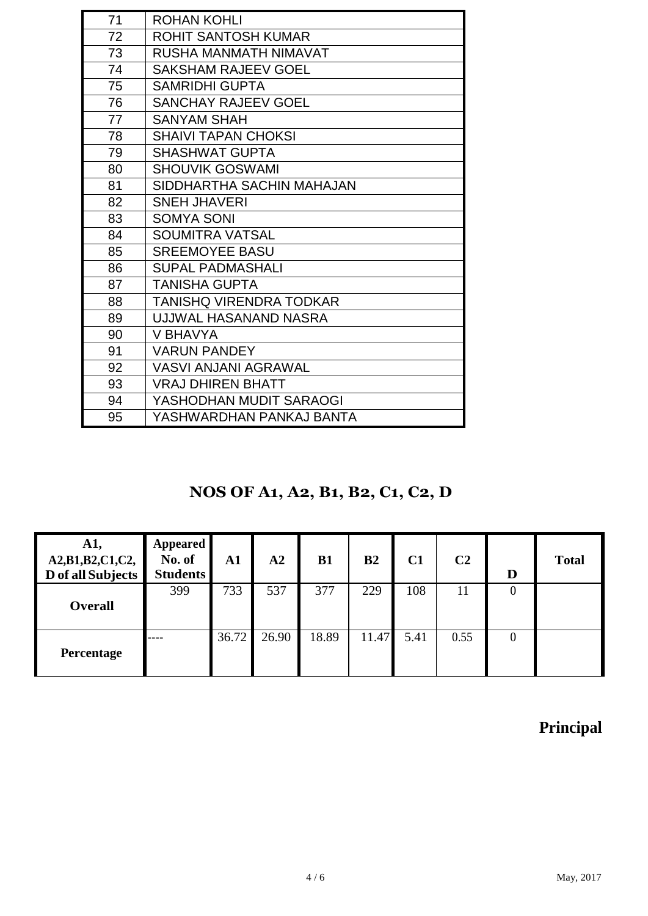| | |
|---|---|
| 71 | ROHAN KOHLI |
| 72 | ROHIT SANTOSH KUMAR |
| 73 | RUSHA MANMATH NIMAVAT |
| 74 | SAKSHAM RAJEEV GOEL |
| 75 | SAMRIDHI GUPTA |
| 76 | SANCHAY RAJEEV GOEL |
| 77 | SANYAM SHAH |
| 78 | SHAIVI TAPAN CHOKSI |
| 79 | SHASHWAT GUPTA |
| 80 | SHOUVIK GOSWAMI |
| 81 | SIDDHARTHA SACHIN MAHAJAN |
| 82 | SNEH JHAVERI |
| 83 | SOMYA SONI |
| 84 | SOUMITRA VATSAL |
| 85 | SREEMOYEE BASU |
| 86 | SUPAL PADMASHALI |
| 87 | TANISHA GUPTA |
| 88 | TANISHQ VIRENDRA TODKAR |
| 89 | UJJWAL HASANAND NASRA |
| 90 | V BHAVYA |
| 91 | VARUN PANDEY |
| 92 | VASVI ANJANI AGRAWAL |
| 93 | VRAJ DHIREN BHATT |
| 94 | YASHODHAN MUDIT SARAOGI |
| 95 | YASHWARDHAN PANKAJ BANTA |

## NOS OF A1, A2, B1, B2, C1, C2, D

| A1, A2,B1,B2,C1,C2, D of all Subjects | Appeared No. of Students | A1 | A2 | B1 | B2 | C1 | C2 | D | Total |
|---|---|---|---|---|---|---|---|---|---|
| Overall | 399 | 733 | 537 | 377 | 229 | 108 | 11 | 0 | |
| Percentage | ---- | 36.72 | 26.90 | 18.89 | 11.47 | 5.41 | 0.55 | 0 | |

**Principal**